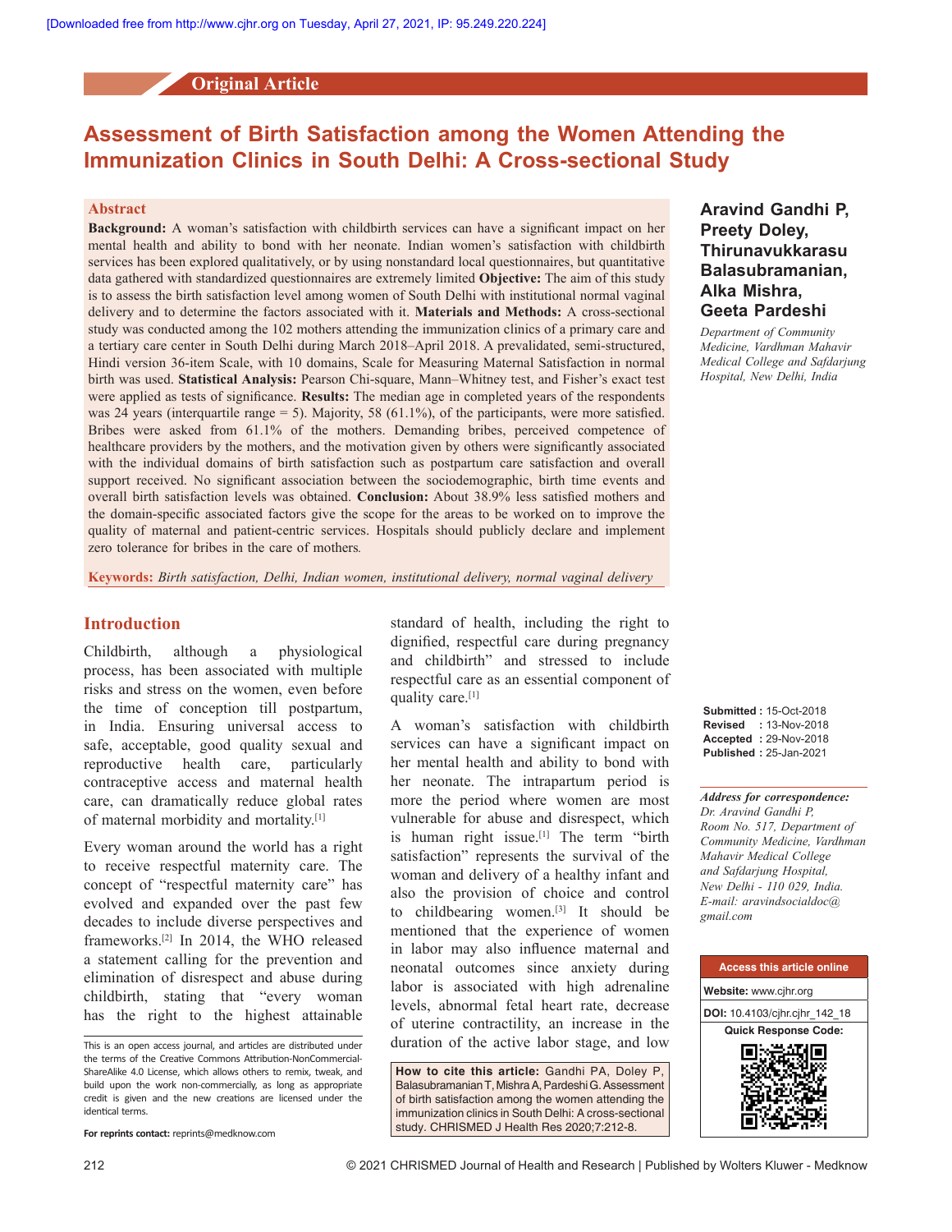Original Article

# Assessment of Birth Satisfaction among the Women Attending the Immunization Clinics in South Delhi: A Cross-sectional Study

**Aravind Gandhi P, Preety Doley, Thirunavukkarasu Balasubramanian, Alka Mishra, Geeta Pardeshi**

*Department of Community Medicine, Vardhman Mahavir Medical College and Safdarjung Hospital, New Delhi, India*

## Abstract

**Background:** A woman's satisfaction with childbirth services can have a significant impact on her mental health and ability to bond with her neonate. Indian women's satisfaction with childbirth services has been explored qualitatively, or by using nonstandard local questionnaires, but quantitative data gathered with standardized questionnaires are extremely limited **Objective:** The aim of this study is to assess the birth satisfaction level among women of South Delhi with institutional normal vaginal delivery and to determine the factors associated with it. **Materials and Methods:** A cross-sectional study was conducted among the 102 mothers attending the immunization clinics of a primary care and a tertiary care center in South Delhi during March 2018–April 2018. A prevalidated, semi-structured, Hindi version 36-item Scale, with 10 domains, Scale for Measuring Maternal Satisfaction in normal birth was used. **Statistical Analysis:** Pearson Chi-square, Mann–Whitney test, and Fisher's exact test were applied as tests of significance. **Results:** The median age in completed years of the respondents was 24 years (interquartile range = 5). Majority, 58 (61.1%), of the participants, were more satisfied. Bribes were asked from 61.1% of the mothers. Demanding bribes, perceived competence of healthcare providers by the mothers, and the motivation given by others were significantly associated with the individual domains of birth satisfaction such as postpartum care satisfaction and overall support received. No significant association between the sociodemographic, birth time events and overall birth satisfaction levels was obtained. **Conclusion:** About 38.9% less satisfied mothers and the domain-specific associated factors give the scope for the areas to be worked on to improve the quality of maternal and patient-centric services. Hospitals should publicly declare and implement zero tolerance for bribes in the care of mothers.

**Keywords:** *Birth satisfaction, Delhi, Indian women, institutional delivery, normal vaginal delivery*

## Introduction

Childbirth, although a physiological process, has been associated with multiple risks and stress on the women, even before the time of conception till postpartum, in India. Ensuring universal access to safe, acceptable, good quality sexual and reproductive health care, particularly contraceptive access and maternal health care, can dramatically reduce global rates of maternal morbidity and mortality.[1]

Every woman around the world has a right to receive respectful maternity care. The concept of "respectful maternity care" has evolved and expanded over the past few decades to include diverse perspectives and frameworks.[2] In 2014, the WHO released a statement calling for the prevention and elimination of disrespect and abuse during childbirth, stating that "every woman has the right to the highest attainable standard of health, including the right to dignified, respectful care during pregnancy and childbirth" and stressed to include respectful care as an essential component of quality care.[1]

A woman's satisfaction with childbirth services can have a significant impact on her mental health and ability to bond with her neonate. The intrapartum period is more the period where women are most vulnerable for abuse and disrespect, which is human right issue.[1] The term "birth satisfaction" represents the survival of the woman and delivery of a healthy infant and also the provision of choice and control to childbearing women.[3] It should be mentioned that the experience of women in labor may also influence maternal and neonatal outcomes since anxiety during labor is associated with high adrenaline levels, abnormal fetal heart rate, decrease of uterine contractility, an increase in the duration of the active labor stage, and low

Submitted : 15-Oct-2018
Revised : 13-Nov-2018
Accepted : 29-Nov-2018
Published : 25-Jan-2021

*Address for correspondence:*
*Dr. Aravind Gandhi P, Room No. 517, Department of Community Medicine, Vardhman Mahavir Medical College and Safdarjung Hospital, New Delhi - 110 029, India.*
*E-mail: aravindsocialdoc@gmail.com*

Access this article online
Website: www.cjhr.org
DOI: 10.4103/cjhr.cjhr_142_18
Quick Response Code:

This is an open access journal, and articles are distributed under the terms of the Creative Commons Attribution-NonCommercial-ShareAlike 4.0 License, which allows others to remix, tweak, and build upon the work non-commercially, as long as appropriate credit is given and the new creations are licensed under the identical terms.

**For reprints contact:** reprints@medknow.com

**How to cite this article:** Gandhi PA, Doley P, Balasubramanian T, Mishra A, Pardeshi G. Assessment of birth satisfaction among the women attending the immunization clinics in South Delhi: A cross-sectional study. CHRISMED J Health Res 2020;7:212-8.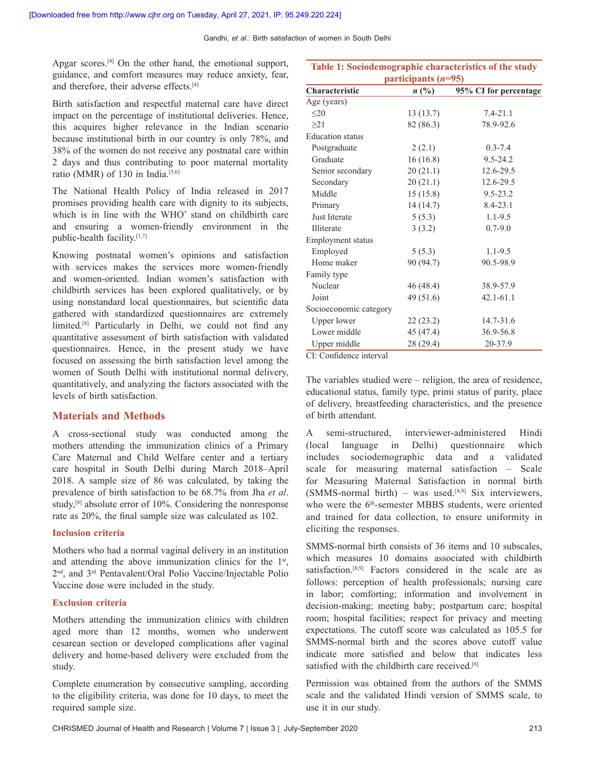Apgar scores.[4] On the other hand, the emotional support, guidance, and comfort measures may reduce anxiety, fear, and therefore, their adverse effects.[4]

Birth satisfaction and respectful maternal care have direct impact on the percentage of institutional deliveries. Hence, this acquires higher relevance in the Indian scenario because institutional birth in our country is only 78%, and 38% of the women do not receive any postnatal care within 2 days and thus contributing to poor maternal mortality ratio (MMR) of 130 in India.[5,6]

The National Health Policy of India released in 2017 promises providing health care with dignity to its subjects, which is in line with the WHO' stand on childbirth care and ensuring a women-friendly environment in the public-health facility.[1,7]

Knowing postnatal women's opinions and satisfaction with services makes the services more women-friendly and women-oriented. Indian women's satisfaction with childbirth services has been explored qualitatively, or by using nonstandard local questionnaires, but scientific data gathered with standardized questionnaires are extremely limited.[8] Particularly in Delhi, we could not find any quantitative assessment of birth satisfaction with validated questionnaires. Hence, in the present study we have focused on assessing the birth satisfaction level among the women of South Delhi with institutional normal delivery, quantitatively, and analyzing the factors associated with the levels of birth satisfaction.

## Materials and Methods

A cross-sectional study was conducted among the mothers attending the immunization clinics of a Primary Care Maternal and Child Welfare center and a tertiary care hospital in South Delhi during March 2018–April 2018. A sample size of 86 was calculated, by taking the prevalence of birth satisfaction to be 68.7% from Jha *et al*. study,[8] absolute error of 10%. Considering the nonresponse rate as 20%, the final sample size was calculated as 102.

### Inclusion criteria

Mothers who had a normal vaginal delivery in an institution and attending the above immunization clinics for the 1st, 2nd, and 3rd Pentavalent/Oral Polio Vaccine/Injectable Polio Vaccine dose were included in the study.

### Exclusion criteria

Mothers attending the immunization clinics with children aged more than 12 months, women who underwent cesarean section or developed complications after vaginal delivery and home-based delivery were excluded from the study.

Complete enumeration by consecutive sampling, according to the eligibility criteria, was done for 10 days, to meet the required sample size.

**Table 1: Sociodemographic characteristics of the study participants (*n*=95)**

| Characteristic | *n* (%) | 95% CI for percentage |
|---|---|---|
| Age (years) | | |
| ≤20 | 13 (13.7) | 7.4-21.1 |
| ≥21 | 82 (86.3) | 78.9-92.6 |
| Education status | | |
| Postgraduate | 2 (2.1) | 0.3-7.4 |
| Graduate | 16 (16.8) | 9.5-24.2 |
| Senior secondary | 20 (21.1) | 12.6-29.5 |
| Secondary | 20 (21.1) | 12.6-29.5 |
| Middle | 15 (15.8) | 9.5-23.2 |
| Primary | 14 (14.7) | 8.4-23.1 |
| Just literate | 5 (5.3) | 1.1-9.5 |
| Illiterate | 3 (3.2) | 0.7-9.0 |
| Employment status | | |
| Employed | 5 (5.3) | 1.1-9.5 |
| Home maker | 90 (94.7) | 90.5-98.9 |
| Family type | | |
| Nuclear | 46 (48.4) | 38.9-57.9 |
| Joint | 49 (51.6) | 42.1-61.1 |
| Socioeconomic category | | |
| Upper lower | 22 (23.2) | 14.7-31.6 |
| Lower middle | 45 (47.4) | 36.9-56.8 |
| Upper middle | 28 (29.4) | 20-37.9 |

CI: Confidence interval

The variables studied were – religion, the area of residence, educational status, family type, primi status of parity, place of delivery, breastfeeding characteristics, and the presence of birth attendant.

A semi-structured, interviewer-administered Hindi (local language in Delhi) questionnaire which includes sociodemographic data and a validated scale for measuring maternal satisfaction – Scale for Measuring Maternal Satisfaction in normal birth (SMMS-normal birth) – was used.[8,9] Six interviewers, who were the 6th-semester MBBS students, were oriented and trained for data collection, to ensure uniformity in eliciting the responses.

SMMS-normal birth consists of 36 items and 10 subscales, which measures 10 domains associated with childbirth satisfaction.[8,9] Factors considered in the scale are as follows: perception of health professionals; nursing care in labor; comforting; information and involvement in decision-making; meeting baby; postpartum care; hospital room; hospital facilities; respect for privacy and meeting expectations. The cutoff score was calculated as 105.5 for SMMS-normal birth and the scores above cutoff value indicate more satisfied and below that indicates less satisfied with the childbirth care received.[8]

Permission was obtained from the authors of the SMMS scale and the validated Hindi version of SMMS scale, to use it in our study.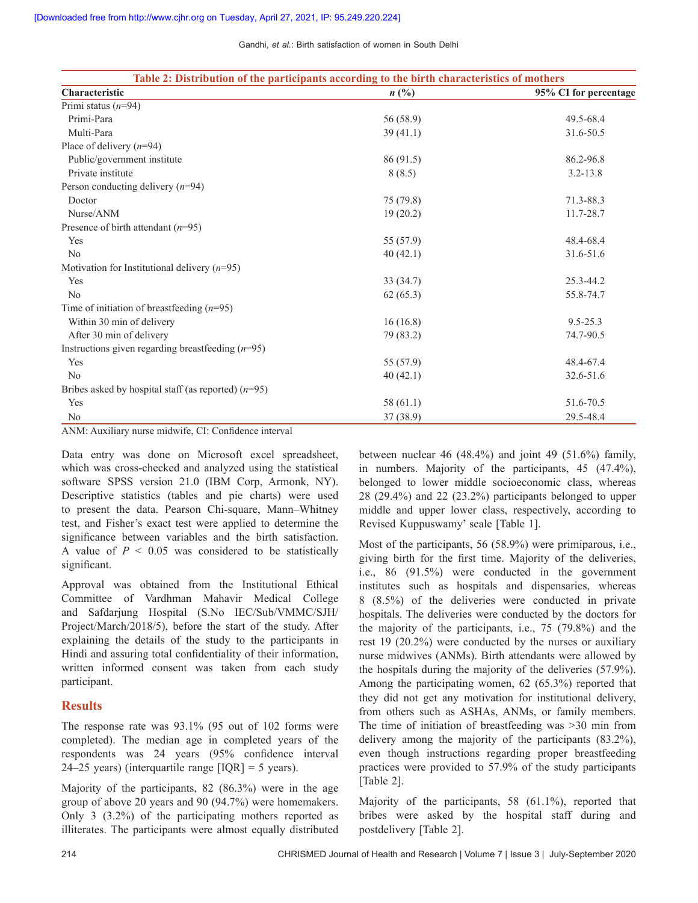**Table 2: Distribution of the participants according to the birth characteristics of mothers**

| Characteristic | *n* (%) | 95% CI for percentage |
|---|---|---|
| Primi status (*n*=94) | | |
| Primi-Para | 56 (58.9) | 49.5-68.4 |
| Multi-Para | 39 (41.1) | 31.6-50.5 |
| Place of delivery (*n*=94) | | |
| Public/government institute | 86 (91.5) | 86.2-96.8 |
| Private institute | 8 (8.5) | 3.2-13.8 |
| Person conducting delivery (*n*=94) | | |
| Doctor | 75 (79.8) | 71.3-88.3 |
| Nurse/ANM | 19 (20.2) | 11.7-28.7 |
| Presence of birth attendant (*n*=95) | | |
| Yes | 55 (57.9) | 48.4-68.4 |
| No | 40 (42.1) | 31.6-51.6 |
| Motivation for Institutional delivery (*n*=95) | | |
| Yes | 33 (34.7) | 25.3-44.2 |
| No | 62 (65.3) | 55.8-74.7 |
| Time of initiation of breastfeeding (*n*=95) | | |
| Within 30 min of delivery | 16 (16.8) | 9.5-25.3 |
| After 30 min of delivery | 79 (83.2) | 74.7-90.5 |
| Instructions given regarding breastfeeding (*n*=95) | | |
| Yes | 55 (57.9) | 48.4-67.4 |
| No | 40 (42.1) | 32.6-51.6 |
| Bribes asked by hospital staff (as reported) (*n*=95) | | |
| Yes | 58 (61.1) | 51.6-70.5 |
| No | 37 (38.9) | 29.5-48.4 |

ANM: Auxiliary nurse midwife, CI: Confidence interval

Data entry was done on Microsoft excel spreadsheet, which was cross-checked and analyzed using the statistical software SPSS version 21.0 (IBM Corp, Armonk, NY). Descriptive statistics (tables and pie charts) were used to present the data. Pearson Chi-square, Mann–Whitney test, and Fisher's exact test were applied to determine the significance between variables and the birth satisfaction. A value of $P < 0.05$ was considered to be statistically significant.

Approval was obtained from the Institutional Ethical Committee of Vardhman Mahavir Medical College and Safdarjung Hospital (S.No IEC/Sub/VMMC/SJH/Project/March/2018/5), before the start of the study. After explaining the details of the study to the participants in Hindi and assuring total confidentiality of their information, written informed consent was taken from each study participant.

## Results

The response rate was 93.1% (95 out of 102 forms were completed). The median age in completed years of the respondents was 24 years (95% confidence interval 24–25 years) (interquartile range [IQR] = 5 years).

Majority of the participants, 82 (86.3%) were in the age group of above 20 years and 90 (94.7%) were homemakers. Only 3 (3.2%) of the participating mothers reported as illiterates. The participants were almost equally distributed between nuclear 46 (48.4%) and joint 49 (51.6%) family, in numbers. Majority of the participants, 45 (47.4%), belonged to lower middle socioeconomic class, whereas 28 (29.4%) and 22 (23.2%) participants belonged to upper middle and upper lower class, respectively, according to Revised Kuppuswamy' scale [Table 1].

Most of the participants, 56 (58.9%) were primiparous, i.e., giving birth for the first time. Majority of the deliveries, i.e., 86 (91.5%) were conducted in the government institutes such as hospitals and dispensaries, whereas 8 (8.5%) of the deliveries were conducted in private hospitals. The deliveries were conducted by the doctors for the majority of the participants, i.e., 75 (79.8%) and the rest 19 (20.2%) were conducted by the nurses or auxiliary nurse midwives (ANMs). Birth attendants were allowed by the hospitals during the majority of the deliveries (57.9%). Among the participating women, 62 (65.3%) reported that they did not get any motivation for institutional delivery, from others such as ASHAs, ANMs, or family members. The time of initiation of breastfeeding was >30 min from delivery among the majority of the participants (83.2%), even though instructions regarding proper breastfeeding practices were provided to 57.9% of the study participants [Table 2].

Majority of the participants, 58 (61.1%), reported that bribes were asked by the hospital staff during and postdelivery [Table 2].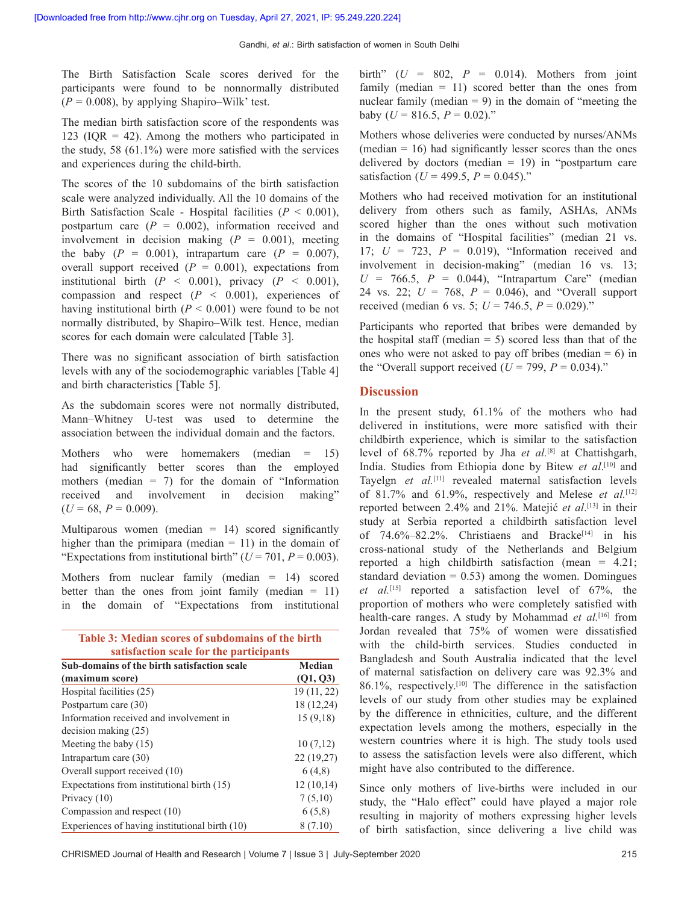The Birth Satisfaction Scale scores derived for the participants were found to be nonnormally distributed ($P = 0.008$), by applying Shapiro–Wilk' test.

The median birth satisfaction score of the respondents was 123 (IQR = 42). Among the mothers who participated in the study, 58 (61.1%) were more satisfied with the services and experiences during the child-birth.

The scores of the 10 subdomains of the birth satisfaction scale were analyzed individually. All the 10 domains of the Birth Satisfaction Scale - Hospital facilities ($P < 0.001$), postpartum care ($P = 0.002$), information received and involvement in decision making ($P = 0.001$), meeting the baby ($P = 0.001$), intrapartum care ($P = 0.007$), overall support received ($P = 0.001$), expectations from institutional birth ($P < 0.001$), privacy ($P < 0.001$), compassion and respect ($P < 0.001$), experiences of having institutional birth ($P < 0.001$) were found to be not normally distributed, by Shapiro–Wilk test. Hence, median scores for each domain were calculated [Table 3].

There was no significant association of birth satisfaction levels with any of the sociodemographic variables [Table 4] and birth characteristics [Table 5].

As the subdomain scores were not normally distributed, Mann–Whitney U-test was used to determine the association between the individual domain and the factors.

Mothers who were homemakers (median = 15) had significantly better scores than the employed mothers (median = 7) for the domain of "Information received and involvement in decision making" ($U = 68$, $P = 0.009$).

Multiparous women (median = 14) scored significantly higher than the primipara (median = 11) in the domain of "Expectations from institutional birth" ($U = 701$, $P = 0.003$).

Mothers from nuclear family (median = 14) scored better than the ones from joint family (median = 11) in the domain of "Expectations from institutional birth" ($U = 802$, $P = 0.014$). Mothers from joint family (median = 11) scored better than the ones from nuclear family (median = 9) in the domain of "meeting the baby ($U = 816.5$, $P = 0.02$)."

**Table 3: Median scores of subdomains of the birth satisfaction scale for the participants**

| Sub-domains of the birth satisfaction scale (maximum score) | Median (Q1, Q3) |
|---|---|
| Hospital facilities (25) | 19 (11, 22) |
| Postpartum care (30) | 18 (12,24) |
| Information received and involvement in decision making (25) | 15 (9,18) |
| Meeting the baby (15) | 10 (7,12) |
| Intrapartum care (30) | 22 (19,27) |
| Overall support received (10) | 6 (4,8) |
| Expectations from institutional birth (15) | 12 (10,14) |
| Privacy (10) | 7 (5,10) |
| Compassion and respect (10) | 6 (5,8) |
| Experiences of having institutional birth (10) | 8 (7.10) |

Mothers whose deliveries were conducted by nurses/ANMs (median = 16) had significantly lesser scores than the ones delivered by doctors (median = 19) in "postpartum care satisfaction ($U = 499.5$, $P = 0.045$)."

Mothers who had received motivation for an institutional delivery from others such as family, ASHAs, ANMs scored higher than the ones without such motivation in the domains of "Hospital facilities" (median 21 vs. 17; $U = 723$, $P = 0.019$), "Information received and involvement in decision-making" (median 16 vs. 13; $U = 766.5$, $P = 0.044$), "Intrapartum Care" (median 24 vs. 22; $U = 768$, $P = 0.046$), and "Overall support received (median 6 vs. 5; $U = 746.5$, $P = 0.029$)."

Participants who reported that bribes were demanded by the hospital staff (median = 5) scored less than that of the ones who were not asked to pay off bribes (median = 6) in the "Overall support received ($U = 799$, $P = 0.034$)."

## Discussion

In the present study, 61.1% of the mothers who had delivered in institutions, were more satisfied with their childbirth experience, which is similar to the satisfaction level of 68.7% reported by Jha *et al.*[8] at Chattishgarh, India. Studies from Ethiopia done by Bitew *et al*.[10] and Tayelgn *et al.*[11] revealed maternal satisfaction levels of 81.7% and 61.9%, respectively and Melese *et al.*[12] reported between 2.4% and 21%. Matejić *et al*.[13] in their study at Serbia reported a childbirth satisfaction level of 74.6%–82.2%. Christiaens and Bracke[14] in his cross-national study of the Netherlands and Belgium reported a high childbirth satisfaction (mean = 4.21; standard deviation = 0.53) among the women. Domingues *et al.*[15] reported a satisfaction level of 67%, the proportion of mothers who were completely satisfied with health-care ranges. A study by Mohammad *et al.*[16] from Jordan revealed that 75% of women were dissatisfied with the child-birth services. Studies conducted in Bangladesh and South Australia indicated that the level of maternal satisfaction on delivery care was 92.3% and 86.1%, respectively.[10] The difference in the satisfaction levels of our study from other studies may be explained by the difference in ethnicities, culture, and the different expectation levels among the mothers, especially in the western countries where it is high. The study tools used to assess the satisfaction levels were also different, which might have also contributed to the difference.

Since only mothers of live-births were included in our study, the "Halo effect" could have played a major role resulting in majority of mothers expressing higher levels of birth satisfaction, since delivering a live child was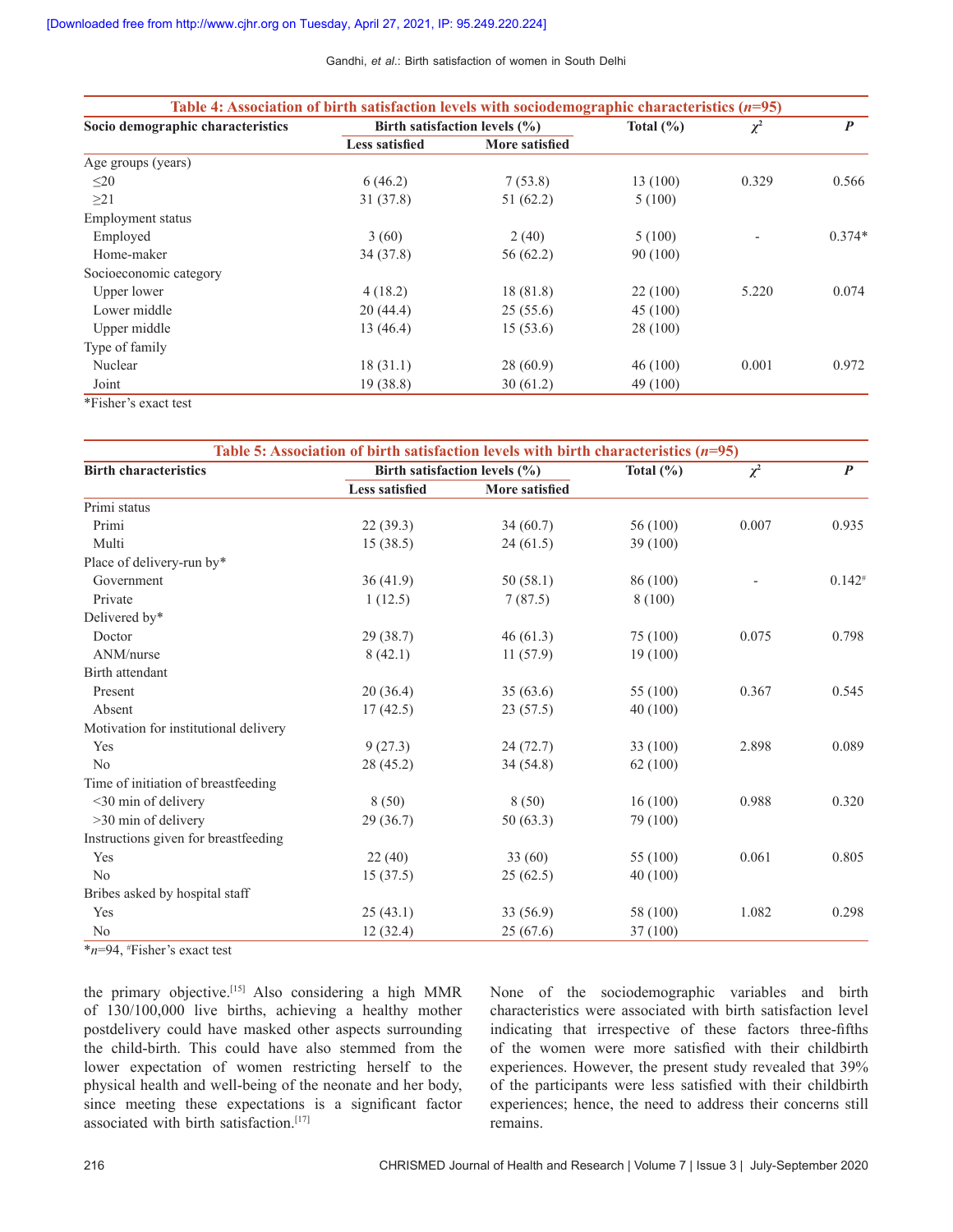**Table 4: Association of birth satisfaction levels with sociodemographic characteristics (*n*=95)**

| Socio demographic characteristics | Birth satisfaction levels (%) | | Total (%) | $\chi^2$ | *P* |
|---|---|---|---|---|---|
| | Less satisfied | More satisfied | | | |
| Age groups (years) | | | | | |
| ≤20 | 6 (46.2) | 7 (53.8) | 13 (100) | 0.329 | 0.566 |
| ≥21 | 31 (37.8) | 51 (62.2) | 5 (100) | | |
| Employment status | | | | | |
| Employed | 3 (60) | 2 (40) | 5 (100) | - | 0.374* |
| Home-maker | 34 (37.8) | 56 (62.2) | 90 (100) | | |
| Socioeconomic category | | | | | |
| Upper lower | 4 (18.2) | 18 (81.8) | 22 (100) | 5.220 | 0.074 |
| Lower middle | 20 (44.4) | 25 (55.6) | 45 (100) | | |
| Upper middle | 13 (46.4) | 15 (53.6) | 28 (100) | | |
| Type of family | | | | | |
| Nuclear | 18 (31.1) | 28 (60.9) | 46 (100) | 0.001 | 0.972 |
| Joint | 19 (38.8) | 30 (61.2) | 49 (100) | | |

*Fisher's exact test

**Table 5: Association of birth satisfaction levels with birth characteristics (*n*=95)**

| Birth characteristics | Birth satisfaction levels (%) | | Total (%) | $\chi^2$ | *P* |
|---|---|---|---|---|---|
| | Less satisfied | More satisfied | | | |
| Primi status | | | | | |
| Primi | 22 (39.3) | 34 (60.7) | 56 (100) | 0.007 | 0.935 |
| Multi | 15 (38.5) | 24 (61.5) | 39 (100) | | |
| Place of delivery-run by* | | | | | |
| Government | 36 (41.9) | 50 (58.1) | 86 (100) | - | 0.142# |
| Private | 1 (12.5) | 7 (87.5) | 8 (100) | | |
| Delivered by* | | | | | |
| Doctor | 29 (38.7) | 46 (61.3) | 75 (100) | 0.075 | 0.798 |
| ANM/nurse | 8 (42.1) | 11 (57.9) | 19 (100) | | |
| Birth attendant | | | | | |
| Present | 20 (36.4) | 35 (63.6) | 55 (100) | 0.367 | 0.545 |
| Absent | 17 (42.5) | 23 (57.5) | 40 (100) | | |
| Motivation for institutional delivery | | | | | |
| Yes | 9 (27.3) | 24 (72.7) | 33 (100) | 2.898 | 0.089 |
| No | 28 (45.2) | 34 (54.8) | 62 (100) | | |
| Time of initiation of breastfeeding | | | | | |
| <30 min of delivery | 8 (50) | 8 (50) | 16 (100) | 0.988 | 0.320 |
| >30 min of delivery | 29 (36.7) | 50 (63.3) | 79 (100) | | |
| Instructions given for breastfeeding | | | | | |
| Yes | 22 (40) | 33 (60) | 55 (100) | 0.061 | 0.805 |
| No | 15 (37.5) | 25 (62.5) | 40 (100) | | |
| Bribes asked by hospital staff | | | | | |
| Yes | 25 (43.1) | 33 (56.9) | 58 (100) | 1.082 | 0.298 |
| No | 12 (32.4) | 25 (67.6) | 37 (100) | | |

**n*=94, #Fisher's exact test

the primary objective.[15] Also considering a high MMR of 130/100,000 live births, achieving a healthy mother postdelivery could have masked other aspects surrounding the child-birth. This could have also stemmed from the lower expectation of women restricting herself to the physical health and well-being of the neonate and her body, since meeting these expectations is a significant factor associated with birth satisfaction.[17]

None of the sociodemographic variables and birth characteristics were associated with birth satisfaction level indicating that irrespective of these factors three-fifths of the women were more satisfied with their childbirth experiences. However, the present study revealed that 39% of the participants were less satisfied with their childbirth experiences; hence, the need to address their concerns still remains.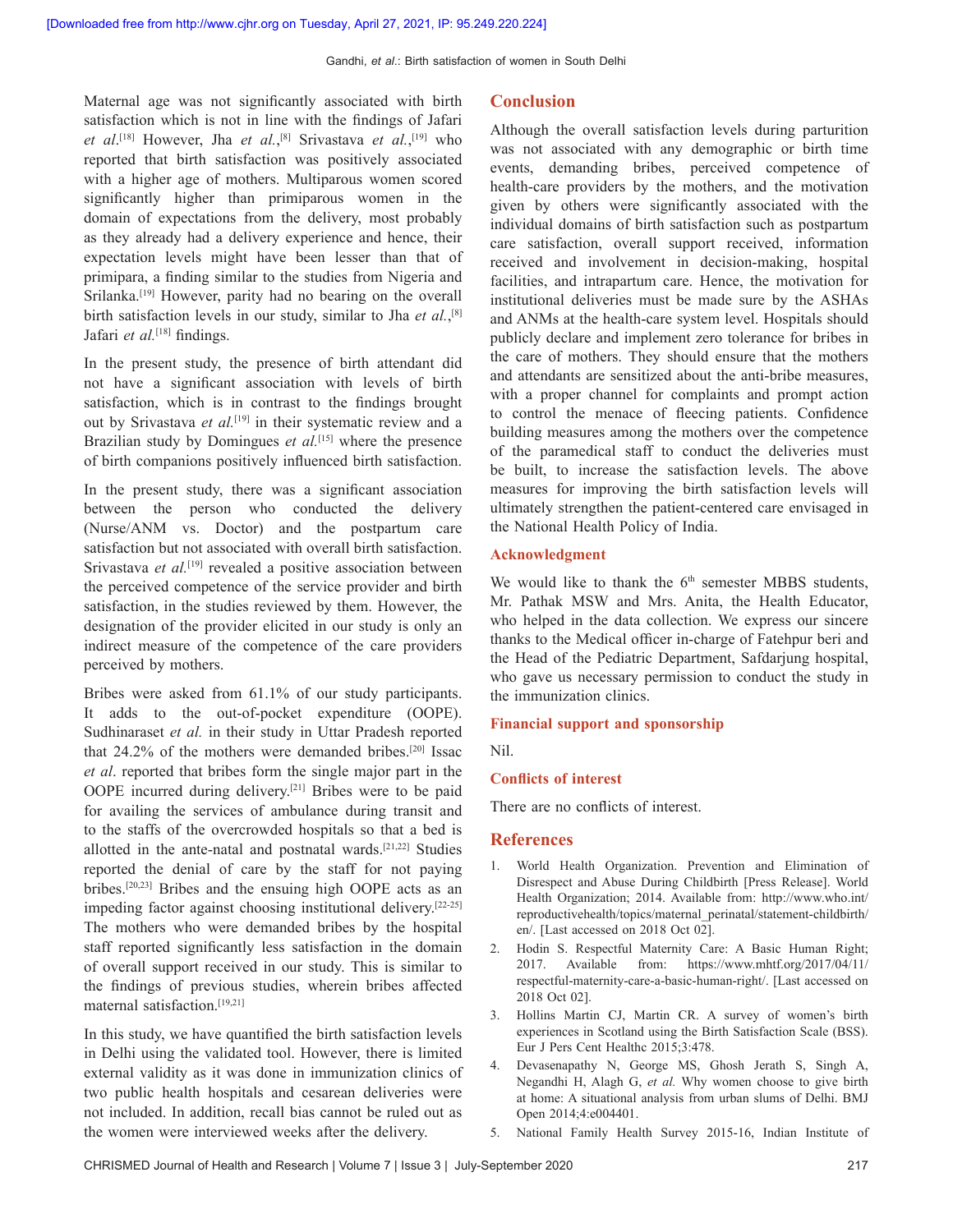Maternal age was not significantly associated with birth satisfaction which is not in line with the findings of Jafari *et al*.[18] However, Jha *et al.*,[8] Srivastava *et al.*,[19] who reported that birth satisfaction was positively associated with a higher age of mothers. Multiparous women scored significantly higher than primiparous women in the domain of expectations from the delivery, most probably as they already had a delivery experience and hence, their expectation levels might have been lesser than that of primipara, a finding similar to the studies from Nigeria and Srilanka.[19] However, parity had no bearing on the overall birth satisfaction levels in our study, similar to Jha *et al.*,[8] Jafari *et al.*[18] findings.

In the present study, the presence of birth attendant did not have a significant association with levels of birth satisfaction, which is in contrast to the findings brought out by Srivastava *et al.*[19] in their systematic review and a Brazilian study by Domingues *et al.*[15] where the presence of birth companions positively influenced birth satisfaction.

In the present study, there was a significant association between the person who conducted the delivery (Nurse/ANM vs. Doctor) and the postpartum care satisfaction but not associated with overall birth satisfaction. Srivastava *et al.*[19] revealed a positive association between the perceived competence of the service provider and birth satisfaction, in the studies reviewed by them. However, the designation of the provider elicited in our study is only an indirect measure of the competence of the care providers perceived by mothers.

Bribes were asked from 61.1% of our study participants. It adds to the out-of-pocket expenditure (OOPE). Sudhinaraset *et al.* in their study in Uttar Pradesh reported that 24.2% of the mothers were demanded bribes.[20] Issac *et al*. reported that bribes form the single major part in the OOPE incurred during delivery.[21] Bribes were to be paid for availing the services of ambulance during transit and to the staffs of the overcrowded hospitals so that a bed is allotted in the ante-natal and postnatal wards.[21,22] Studies reported the denial of care by the staff for not paying bribes.[20,23] Bribes and the ensuing high OOPE acts as an impeding factor against choosing institutional delivery.[22-25] The mothers who were demanded bribes by the hospital staff reported significantly less satisfaction in the domain of overall support received in our study. This is similar to the findings of previous studies, wherein bribes affected maternal satisfaction.[19,21]

In this study, we have quantified the birth satisfaction levels in Delhi using the validated tool. However, there is limited external validity as it was done in immunization clinics of two public health hospitals and cesarean deliveries were not included. In addition, recall bias cannot be ruled out as the women were interviewed weeks after the delivery.

## Conclusion

Although the overall satisfaction levels during parturition was not associated with any demographic or birth time events, demanding bribes, perceived competence of health-care providers by the mothers, and the motivation given by others were significantly associated with the individual domains of birth satisfaction such as postpartum care satisfaction, overall support received, information received and involvement in decision-making, hospital facilities, and intrapartum care. Hence, the motivation for institutional deliveries must be made sure by the ASHAs and ANMs at the health-care system level. Hospitals should publicly declare and implement zero tolerance for bribes in the care of mothers. They should ensure that the mothers and attendants are sensitized about the anti-bribe measures, with a proper channel for complaints and prompt action to control the menace of fleecing patients. Confidence building measures among the mothers over the competence of the paramedical staff to conduct the deliveries must be built, to increase the satisfaction levels. The above measures for improving the birth satisfaction levels will ultimately strengthen the patient-centered care envisaged in the National Health Policy of India.

### Acknowledgment

We would like to thank the 6th semester MBBS students, Mr. Pathak MSW and Mrs. Anita, the Health Educator, who helped in the data collection. We express our sincere thanks to the Medical officer in-charge of Fatehpur beri and the Head of the Pediatric Department, Safdarjung hospital, who gave us necessary permission to conduct the study in the immunization clinics.

### Financial support and sponsorship

Nil.

### Conflicts of interest

There are no conflicts of interest.

## References

1. World Health Organization. Prevention and Elimination of Disrespect and Abuse During Childbirth [Press Release]. World Health Organization; 2014. Available from: http://www.who.int/reproductivehealth/topics/maternal_perinatal/statement-childbirth/en/. [Last accessed on 2018 Oct 02].
2. Hodin S. Respectful Maternity Care: A Basic Human Right; 2017. Available from: https://www.mhtf.org/2017/04/11/respectful-maternity-care-a-basic-human-right/. [Last accessed on 2018 Oct 02].
3. Hollins Martin CJ, Martin CR. A survey of women's birth experiences in Scotland using the Birth Satisfaction Scale (BSS). Eur J Pers Cent Healthc 2015;3:478.
4. Devasenapathy N, George MS, Ghosh Jerath S, Singh A, Negandhi H, Alagh G, *et al.* Why women choose to give birth at home: A situational analysis from urban slums of Delhi. BMJ Open 2014;4:e004401.
5. National Family Health Survey 2015-16, Indian Institute of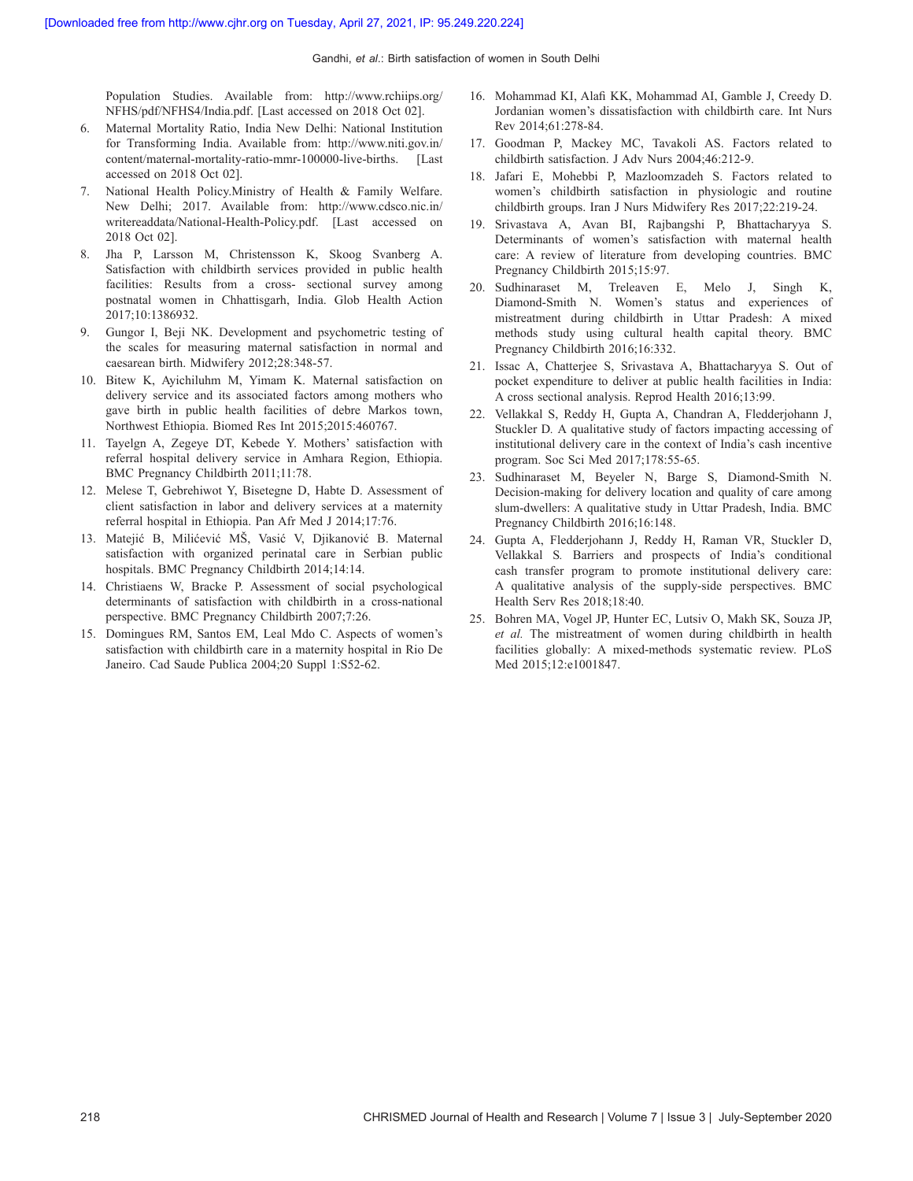Population Studies. Available from: http://www.rchiips.org/NFHS/pdf/NFHS4/India.pdf. [Last accessed on 2018 Oct 02].

6. Maternal Mortality Ratio, India New Delhi: National Institution for Transforming India. Available from: http://www.niti.gov.in/content/maternal-mortality-ratio-mmr-100000-live-births. [Last accessed on 2018 Oct 02].
7. National Health Policy.Ministry of Health & Family Welfare. New Delhi; 2017. Available from: http://www.cdsco.nic.in/writereaddata/National-Health-Policy.pdf. [Last accessed on 2018 Oct 02].
8. Jha P, Larsson M, Christensson K, Skoog Svanberg A. Satisfaction with childbirth services provided in public health facilities: Results from a cross- sectional survey among postnatal women in Chhattisgarh, India. Glob Health Action 2017;10:1386932.
9. Gungor I, Beji NK. Development and psychometric testing of the scales for measuring maternal satisfaction in normal and caesarean birth. Midwifery 2012;28:348-57.
10. Bitew K, Ayichiluhm M, Yimam K. Maternal satisfaction on delivery service and its associated factors among mothers who gave birth in public health facilities of debre Markos town, Northwest Ethiopia. Biomed Res Int 2015;2015:460767.
11. Tayelgn A, Zegeye DT, Kebede Y. Mothers' satisfaction with referral hospital delivery service in Amhara Region, Ethiopia. BMC Pregnancy Childbirth 2011;11:78.
12. Melese T, Gebrehiwot Y, Bisetegne D, Habte D. Assessment of client satisfaction in labor and delivery services at a maternity referral hospital in Ethiopia. Pan Afr Med J 2014;17:76.
13. Matejić B, Milićević MŠ, Vasić V, Djikanović B. Maternal satisfaction with organized perinatal care in Serbian public hospitals. BMC Pregnancy Childbirth 2014;14:14.
14. Christiaens W, Bracke P. Assessment of social psychological determinants of satisfaction with childbirth in a cross-national perspective. BMC Pregnancy Childbirth 2007;7:26.
15. Domingues RM, Santos EM, Leal Mdo C. Aspects of women's satisfaction with childbirth care in a maternity hospital in Rio De Janeiro. Cad Saude Publica 2004;20 Suppl 1:S52-62.
16. Mohammad KI, Alafi KK, Mohammad AI, Gamble J, Creedy D. Jordanian women's dissatisfaction with childbirth care. Int Nurs Rev 2014;61:278-84.
17. Goodman P, Mackey MC, Tavakoli AS. Factors related to childbirth satisfaction. J Adv Nurs 2004;46:212-9.
18. Jafari E, Mohebbi P, Mazloomzadeh S. Factors related to women's childbirth satisfaction in physiologic and routine childbirth groups. Iran J Nurs Midwifery Res 2017;22:219-24.
19. Srivastava A, Avan BI, Rajbangshi P, Bhattacharyya S. Determinants of women's satisfaction with maternal health care: A review of literature from developing countries. BMC Pregnancy Childbirth 2015;15:97.
20. Sudhinaraset M, Treleaven E, Melo J, Singh K, Diamond-Smith N. Women's status and experiences of mistreatment during childbirth in Uttar Pradesh: A mixed methods study using cultural health capital theory. BMC Pregnancy Childbirth 2016;16:332.
21. Issac A, Chatterjee S, Srivastava A, Bhattacharyya S. Out of pocket expenditure to deliver at public health facilities in India: A cross sectional analysis. Reprod Health 2016;13:99.
22. Vellakkal S, Reddy H, Gupta A, Chandran A, Fledderjohann J, Stuckler D. A qualitative study of factors impacting accessing of institutional delivery care in the context of India's cash incentive program. Soc Sci Med 2017;178:55-65.
23. Sudhinaraset M, Beyeler N, Barge S, Diamond-Smith N. Decision-making for delivery location and quality of care among slum-dwellers: A qualitative study in Uttar Pradesh, India. BMC Pregnancy Childbirth 2016;16:148.
24. Gupta A, Fledderjohann J, Reddy H, Raman VR, Stuckler D, Vellakkal S. Barriers and prospects of India's conditional cash transfer program to promote institutional delivery care: A qualitative analysis of the supply-side perspectives. BMC Health Serv Res 2018;18:40.
25. Bohren MA, Vogel JP, Hunter EC, Lutsiv O, Makh SK, Souza JP, *et al.* The mistreatment of women during childbirth in health facilities globally: A mixed-methods systematic review. PLoS Med 2015;12:e1001847.